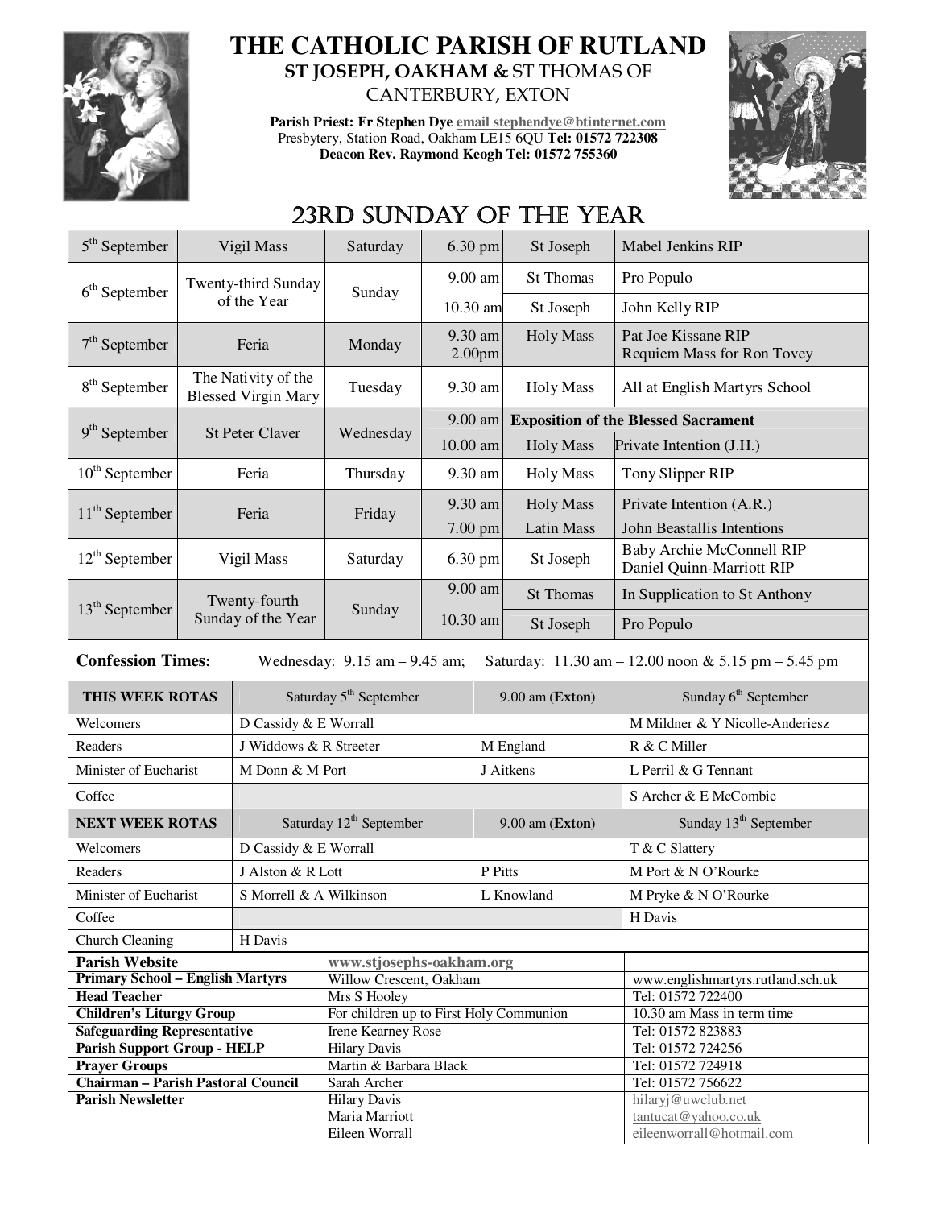# THE CATHOLIC PARISH OF RUTLAND

## ST JOSEPH, OAKHAM & ST THOMAS OF CANTERBURY, EXTON

**Parish Priest: Fr Stephen Dye** email stephendye@btinternet.com
Presbytery, Station Road, Oakham LE15 6QU **Tel: 01572 722308**
**Deacon Rev. Raymond Keogh Tel: 01572 755360**

## 23RD SUNDAY OF THE YEAR

| Date | Day | Weekday | Time | Location | Intention |
|---|---|---|---|---|---|
| 5th September | Vigil Mass | Saturday | 6.30 pm | St Joseph | Mabel Jenkins RIP |
| 6th September | Twenty-third Sunday of the Year | Sunday | 9.00 am | St Thomas | Pro Populo |
| | | | 10.30 am | St Joseph | John Kelly RIP |
| 7th September | Feria | Monday | 9.30 am<br>2.00pm | Holy Mass | Pat Joe Kissane RIP<br>Requiem Mass for Ron Tovey |
| 8th September | The Nativity of the Blessed Virgin Mary | Tuesday | 9.30 am | Holy Mass | All at English Martyrs School |
| 9th September | St Peter Claver | Wednesday | 9.00 am | **Exposition of the Blessed Sacrament** | |
| | | | 10.00 am | Holy Mass | Private Intention (J.H.) |
| 10th September | Feria | Thursday | 9.30 am | Holy Mass | Tony Slipper RIP |
| 11th September | Feria | Friday | 9.30 am | Holy Mass | Private Intention (A.R.) |
| | | | 7.00 pm | Latin Mass | John Beastallis Intentions |
| 12th September | Vigil Mass | Saturday | 6.30 pm | St Joseph | Baby Archie McConnell RIP<br>Daniel Quinn-Marriott RIP |
| 13th September | Twenty-fourth Sunday of the Year | Sunday | 9.00 am | St Thomas | In Supplication to St Anthony |
| | | | 10.30 am | St Joseph | Pro Populo |

**Confession Times:** Wednesday: 9.15 am – 9.45 am; Saturday: 11.30 am – 12.00 noon & 5.15 pm – 5.45 pm

| **THIS WEEK ROTAS** | Saturday 5th September | 9.00 am (**Exton**) | Sunday 6th September |
|---|---|---|---|
| Welcomers | D Cassidy & E Worrall | | M Mildner & Y Nicolle-Anderiesz |
| Readers | J Widdows & R Streeter | M England | R & C Miller |
| Minister of Eucharist | M Donn & M Port | J Aitkens | L Perril & G Tennant |
| Coffee | | | S Archer & E McCombie |
| **NEXT WEEK ROTAS** | Saturday 12th September | 9.00 am (**Exton**) | Sunday 13th September |
| Welcomers | D Cassidy & E Worrall | | T & C Slattery |
| Readers | J Alston & R Lott | P Pitts | M Port & N O'Rourke |
| Minister of Eucharist | S Morrell & A Wilkinson | L Knowland | M Pryke & N O'Rourke |
| Coffee | | | H Davis |
| Church Cleaning | H Davis | | |

| | | |
|---|---|---|
| **Parish Website** | www.stjosephs-oakham.org | |
| **Primary School – English Martyrs** | Willow Crescent, Oakham | www.englishmartyrs.rutland.sch.uk |
| **Head Teacher** | Mrs S Hooley | Tel: 01572 722400 |
| **Children's Liturgy Group** | For children up to First Holy Communion | 10.30 am Mass in term time |
| **Safeguarding Representative** | Irene Kearney Rose | Tel: 01572 823883 |
| **Parish Support Group - HELP** | Hilary Davis | Tel: 01572 724256 |
| **Prayer Groups** | Martin & Barbara Black | Tel: 01572 724918 |
| **Chairman – Parish Pastoral Council** | Sarah Archer | Tel: 01572 756622 |
| **Parish Newsletter** | Hilary Davis<br>Maria Marriott<br>Eileen Worrall | hilaryj@uwclub.net<br>tantucat@yahoo.co.uk<br>eileenworrall@hotmail.com |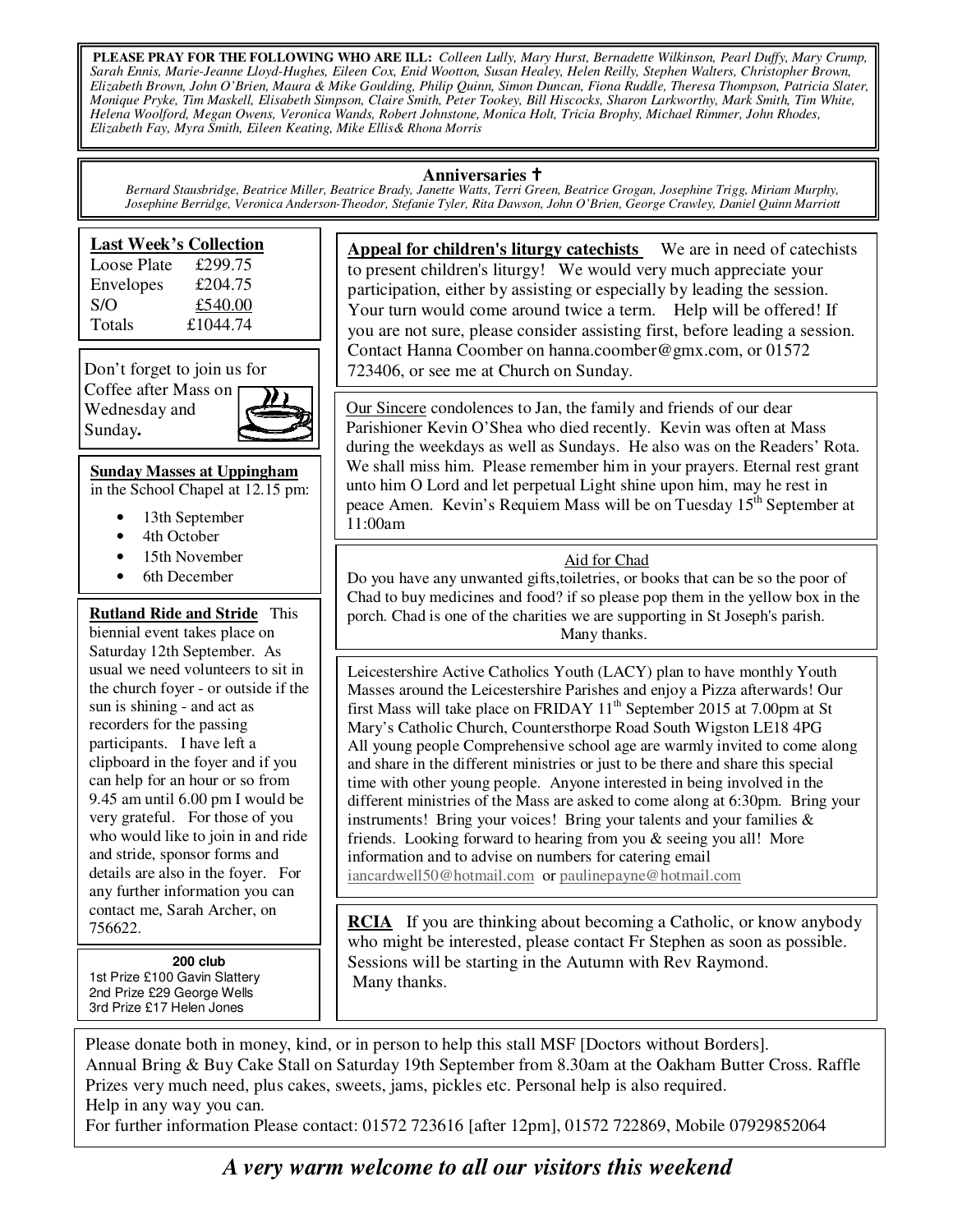**PLEASE PRAY FOR THE FOLLOWING WHO ARE ILL:** *Colleen Lully, Mary Hurst, Bernadette Wilkinson, Pearl Duffy, Mary Crump, Sarah Ennis, Marie-Jeanne Lloyd-Hughes, Eileen Cox, Enid Wootton, Susan Healey, Helen Reilly, Stephen Walters, Christopher Brown, Elizabeth Brown, John O'Brien, Maura & Mike Goulding, Philip Quinn, Simon Duncan, Fiona Ruddle, Theresa Thompson, Patricia Slater, Monique Pryke, Tim Maskell, Elisabeth Simpson, Claire Smith, Peter Tookey, Bill Hiscocks, Sharon Larkworthy, Mark Smith, Tim White, Helena Woolford, Megan Owens, Veronica Wands, Robert Johnstone, Monica Holt, Tricia Brophy, Michael Rimmer, John Rhodes, Elizabeth Fay, Myra Smith, Eileen Keating, Mike Ellis& Rhona Morris*

**Anniversaries ✝**

*Bernard Stausbridge, Beatrice Miller, Beatrice Brady, Janette Watts, Terri Green, Beatrice Grogan, Josephine Trigg, Miriam Murphy, Josephine Berridge, Veronica Anderson-Theodor, Stefanie Tyler, Rita Dawson, John O'Brien, George Crawley, Daniel Quinn Marriott*

**Last Week's Collection**

| | |
|---|---|
| Loose Plate | £299.75 |
| Envelopes | £204.75 |
| S/O | £540.00 |
| Totals | £1044.74 |

Don't forget to join us for Coffee after Mass on Wednesday and Sunday**.**

**Sunday Masses at Uppingham** in the School Chapel at 12.15 pm:

- 13th September
- 4th October
- 15th November
- 6th December

**Rutland Ride and Stride** This biennial event takes place on Saturday 12th September. As usual we need volunteers to sit in the church foyer - or outside if the sun is shining - and act as recorders for the passing participants. I have left a clipboard in the foyer and if you can help for an hour or so from 9.45 am until 6.00 pm I would be very grateful. For those of you who would like to join in and ride and stride, sponsor forms and details are also in the foyer. For any further information you can contact me, Sarah Archer, on 756622.

**200 club**

1st Prize £100 Gavin Slattery
2nd Prize £29 George Wells
3rd Prize £17 Helen Jones

**Appeal for children's liturgy catechists** We are in need of catechists to present children's liturgy! We would very much appreciate your participation, either by assisting or especially by leading the session. Your turn would come around twice a term. Help will be offered! If you are not sure, please consider assisting first, before leading a session. Contact Hanna Coomber on hanna.coomber@gmx.com, or 01572 723406, or see me at Church on Sunday.

Our Sincere condolences to Jan, the family and friends of our dear Parishioner Kevin O'Shea who died recently. Kevin was often at Mass during the weekdays as well as Sundays. He also was on the Readers' Rota. We shall miss him. Please remember him in your prayers. Eternal rest grant unto him O Lord and let perpetual Light shine upon him, may he rest in peace Amen. Kevin's Requiem Mass will be on Tuesday 15th September at 11:00am

**Aid for Chad**

Do you have any unwanted gifts,toiletries, or books that can be so the poor of Chad to buy medicines and food? if so please pop them in the yellow box in the porch. Chad is one of the charities we are supporting in St Joseph's parish.
Many thanks.

Leicestershire Active Catholics Youth (LACY) plan to have monthly Youth Masses around the Leicestershire Parishes and enjoy a Pizza afterwards! Our first Mass will take place on FRIDAY 11th September 2015 at 7.00pm at St Mary's Catholic Church, Countersthorpe Road South Wigston LE18 4PG
All young people Comprehensive school age are warmly invited to come along and share in the different ministries or just to be there and share this special time with other young people. Anyone interested in being involved in the different ministries of the Mass are asked to come along at 6:30pm. Bring your instruments! Bring your voices! Bring your talents and your families & friends. Looking forward to hearing from you & seeing you all! More information and to advise on numbers for catering email iancardwell50@hotmail.com or paulinepayne@hotmail.com

**RCIA** If you are thinking about becoming a Catholic, or know anybody who might be interested, please contact Fr Stephen as soon as possible. Sessions will be starting in the Autumn with Rev Raymond.
Many thanks.

Please donate both in money, kind, or in person to help this stall MSF [Doctors without Borders].
Annual Bring & Buy Cake Stall on Saturday 19th September from 8.30am at the Oakham Butter Cross. Raffle Prizes very much need, plus cakes, sweets, jams, pickles etc. Personal help is also required.
Help in any way you can.
For further information Please contact: 01572 723616 [after 12pm], 01572 722869, Mobile 07929852064

***A very warm welcome to all our visitors this weekend***